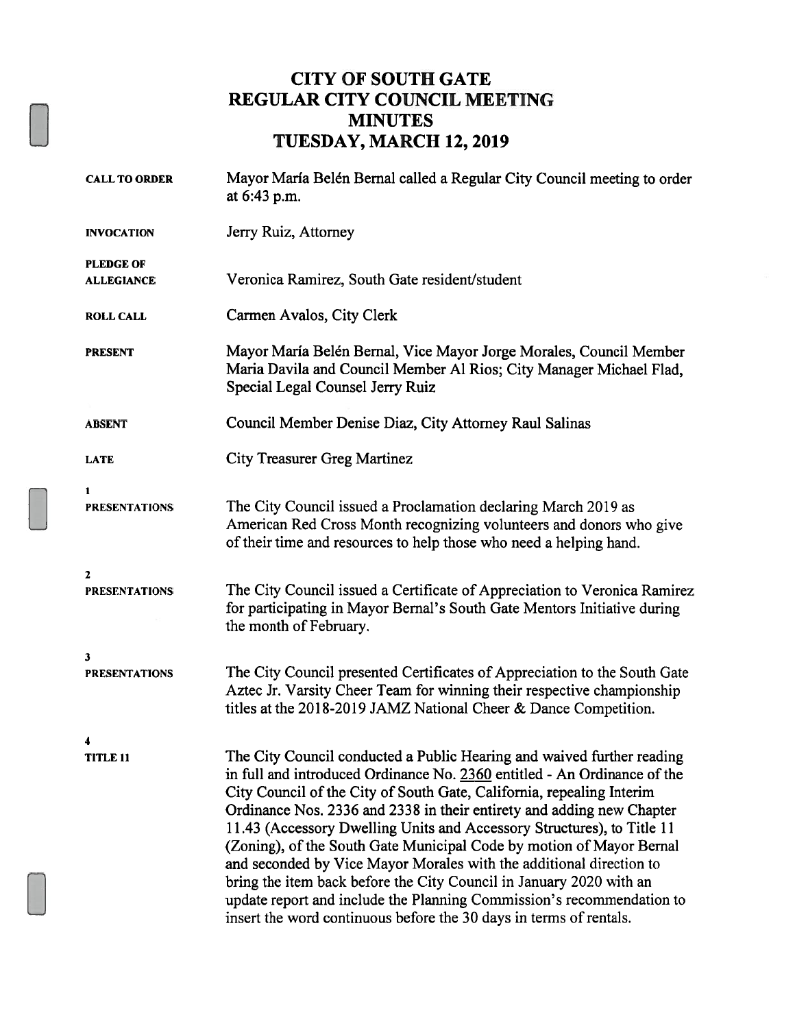# CITY OF SOUTH GATE
# REGULAR CITY COUNCIL MEETING
# MINUTES
# TUESDAY, MARCH 12, 2019

**CALL TO ORDER** Mayor María Belén Bernal called a Regular City Council meeting to order at 6:43 p.m.

**INVOCATION** Jerry Ruiz, Attorney

**PLEDGE OF ALLEGIANCE** Veronica Ramirez, South Gate resident/student

**ROLL CALL** Carmen Avalos, City Clerk

**PRESENT** Mayor María Belén Bernal, Vice Mayor Jorge Morales, Council Member Maria Davila and Council Member Al Rios; City Manager Michael Flad, Special Legal Counsel Jerry Ruiz

**ABSENT** Council Member Denise Diaz, City Attorney Raul Salinas

**LATE** City Treasurer Greg Martinez

**1**
**PRESENTATIONS** The City Council issued a Proclamation declaring March 2019 as American Red Cross Month recognizing volunteers and donors who give of their time and resources to help those who need a helping hand.

**2**
**PRESENTATIONS** The City Council issued a Certificate of Appreciation to Veronica Ramirez for participating in Mayor Bernal's South Gate Mentors Initiative during the month of February.

**3**
**PRESENTATIONS** The City Council presented Certificates of Appreciation to the South Gate Aztec Jr. Varsity Cheer Team for winning their respective championship titles at the 2018-2019 JAMZ National Cheer & Dance Competition.

**4**
**TITLE 11** The City Council conducted a Public Hearing and waived further reading in full and introduced Ordinance No. 2360 entitled - An Ordinance of the City Council of the City of South Gate, California, repealing Interim Ordinance Nos. 2336 and 2338 in their entirety and adding new Chapter 11.43 (Accessory Dwelling Units and Accessory Structures), to Title 11 (Zoning), of the South Gate Municipal Code by motion of Mayor Bernal and seconded by Vice Mayor Morales with the additional direction to bring the item back before the City Council in January 2020 with an update report and include the Planning Commission's recommendation to insert the word continuous before the 30 days in terms of rentals.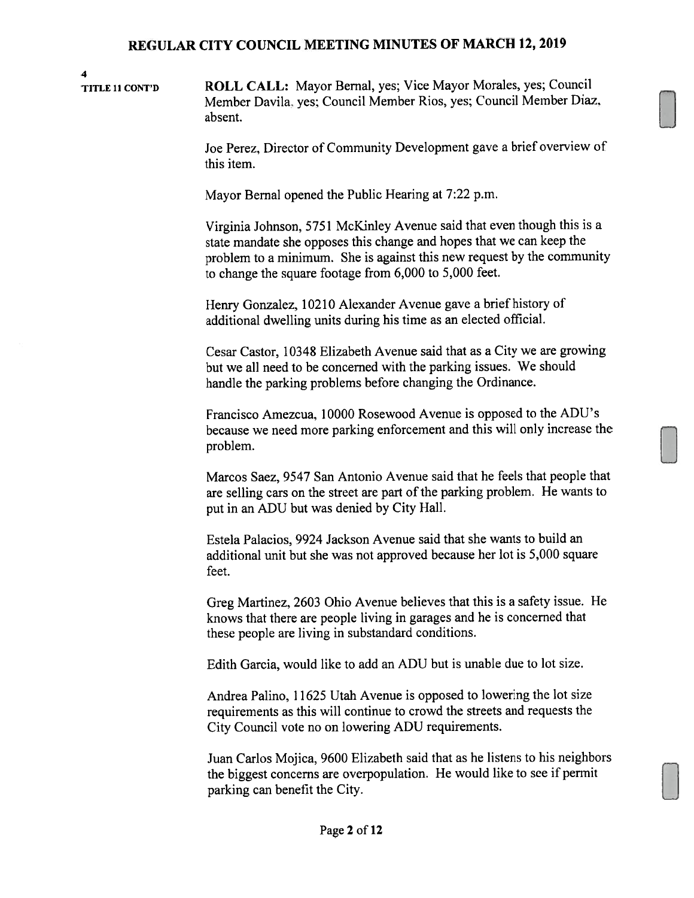4
TITLE 11 CONT'D

**ROLL CALL:** Mayor Bernal, yes; Vice Mayor Morales, yes; Council Member Davila, yes; Council Member Rios, yes; Council Member Diaz, absent.

Joe Perez, Director of Community Development gave a brief overview of this item.

Mayor Bernal opened the Public Hearing at 7:22 p.m.

Virginia Johnson, 5751 McKinley Avenue said that even though this is a state mandate she opposes this change and hopes that we can keep the problem to a minimum. She is against this new request by the community to change the square footage from 6,000 to 5,000 feet.

Henry Gonzalez, 10210 Alexander Avenue gave a brief history of additional dwelling units during his time as an elected official.

Cesar Castor, 10348 Elizabeth Avenue said that as a City we are growing but we all need to be concerned with the parking issues. We should handle the parking problems before changing the Ordinance.

Francisco Amezcua, 10000 Rosewood Avenue is opposed to the ADU's because we need more parking enforcement and this will only increase the problem.

Marcos Saez, 9547 San Antonio Avenue said that he feels that people that are selling cars on the street are part of the parking problem. He wants to put in an ADU but was denied by City Hall.

Estela Palacios, 9924 Jackson Avenue said that she wants to build an additional unit but she was not approved because her lot is 5,000 square feet.

Greg Martinez, 2603 Ohio Avenue believes that this is a safety issue. He knows that there are people living in garages and he is concerned that these people are living in substandard conditions.

Edith Garcia, would like to add an ADU but is unable due to lot size.

Andrea Palino, 11625 Utah Avenue is opposed to lowering the lot size requirements as this will continue to crowd the streets and requests the City Council vote no on lowering ADU requirements.

Juan Carlos Mojica, 9600 Elizabeth said that as he listens to his neighbors the biggest concerns are overpopulation. He would like to see if permit parking can benefit the City.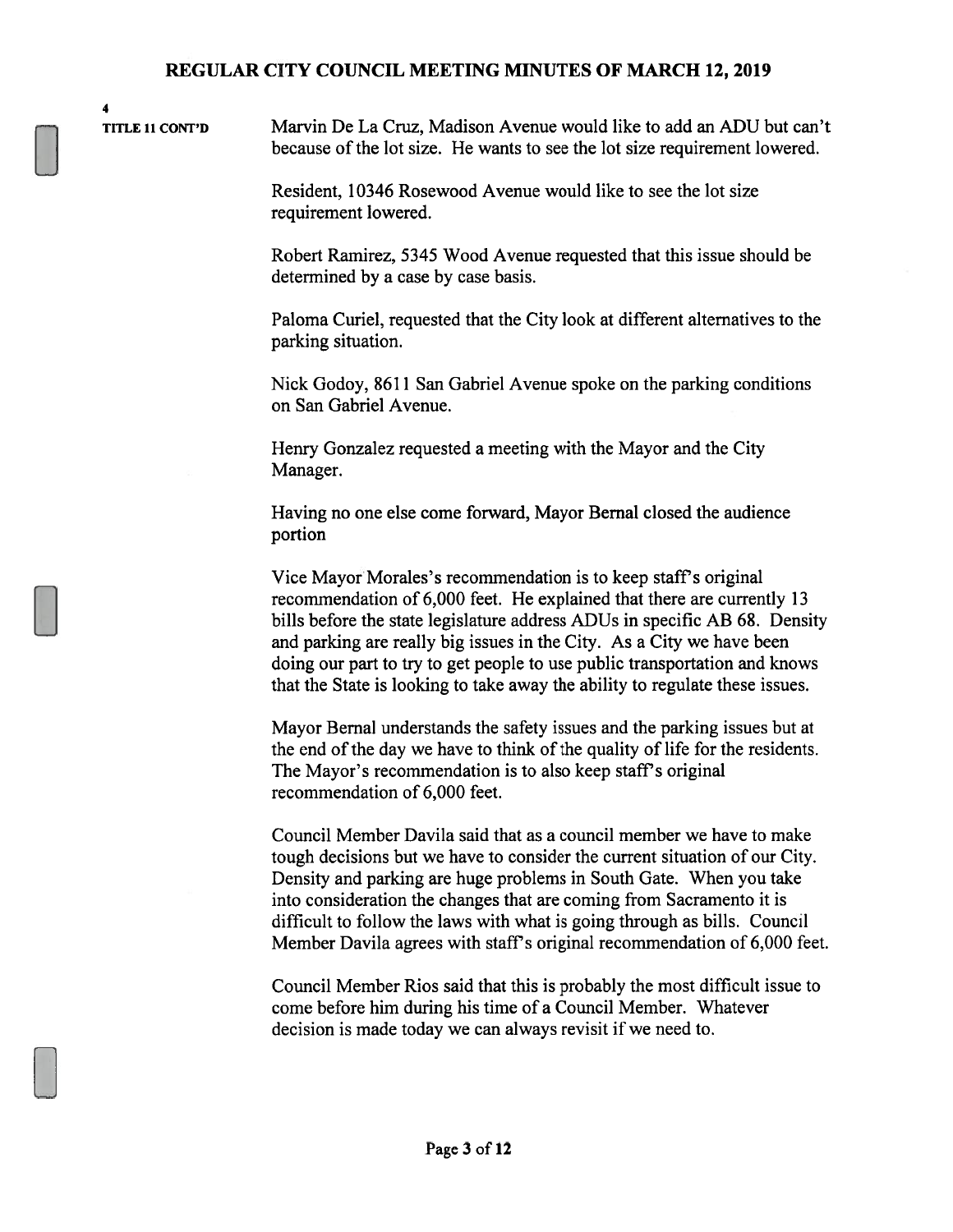4

**TITLE 11 CONT'D**

Marvin De La Cruz, Madison Avenue would like to add an ADU but can't because of the lot size. He wants to see the lot size requirement lowered.

Resident, 10346 Rosewood Avenue would like to see the lot size requirement lowered.

Robert Ramirez, 5345 Wood Avenue requested that this issue should be determined by a case by case basis.

Paloma Curiel, requested that the City look at different alternatives to the parking situation.

Nick Godoy, 8611 San Gabriel Avenue spoke on the parking conditions on San Gabriel Avenue.

Henry Gonzalez requested a meeting with the Mayor and the City Manager.

Having no one else come forward, Mayor Bernal closed the audience portion

Vice Mayor Morales's recommendation is to keep staff's original recommendation of 6,000 feet. He explained that there are currently 13 bills before the state legislature address ADUs in specific AB 68. Density and parking are really big issues in the City. As a City we have been doing our part to try to get people to use public transportation and knows that the State is looking to take away the ability to regulate these issues.

Mayor Bernal understands the safety issues and the parking issues but at the end of the day we have to think of the quality of life for the residents. The Mayor's recommendation is to also keep staff's original recommendation of 6,000 feet.

Council Member Davila said that as a council member we have to make tough decisions but we have to consider the current situation of our City. Density and parking are huge problems in South Gate. When you take into consideration the changes that are coming from Sacramento it is difficult to follow the laws with what is going through as bills. Council Member Davila agrees with staff's original recommendation of 6,000 feet.

Council Member Rios said that this is probably the most difficult issue to come before him during his time of a Council Member. Whatever decision is made today we can always revisit if we need to.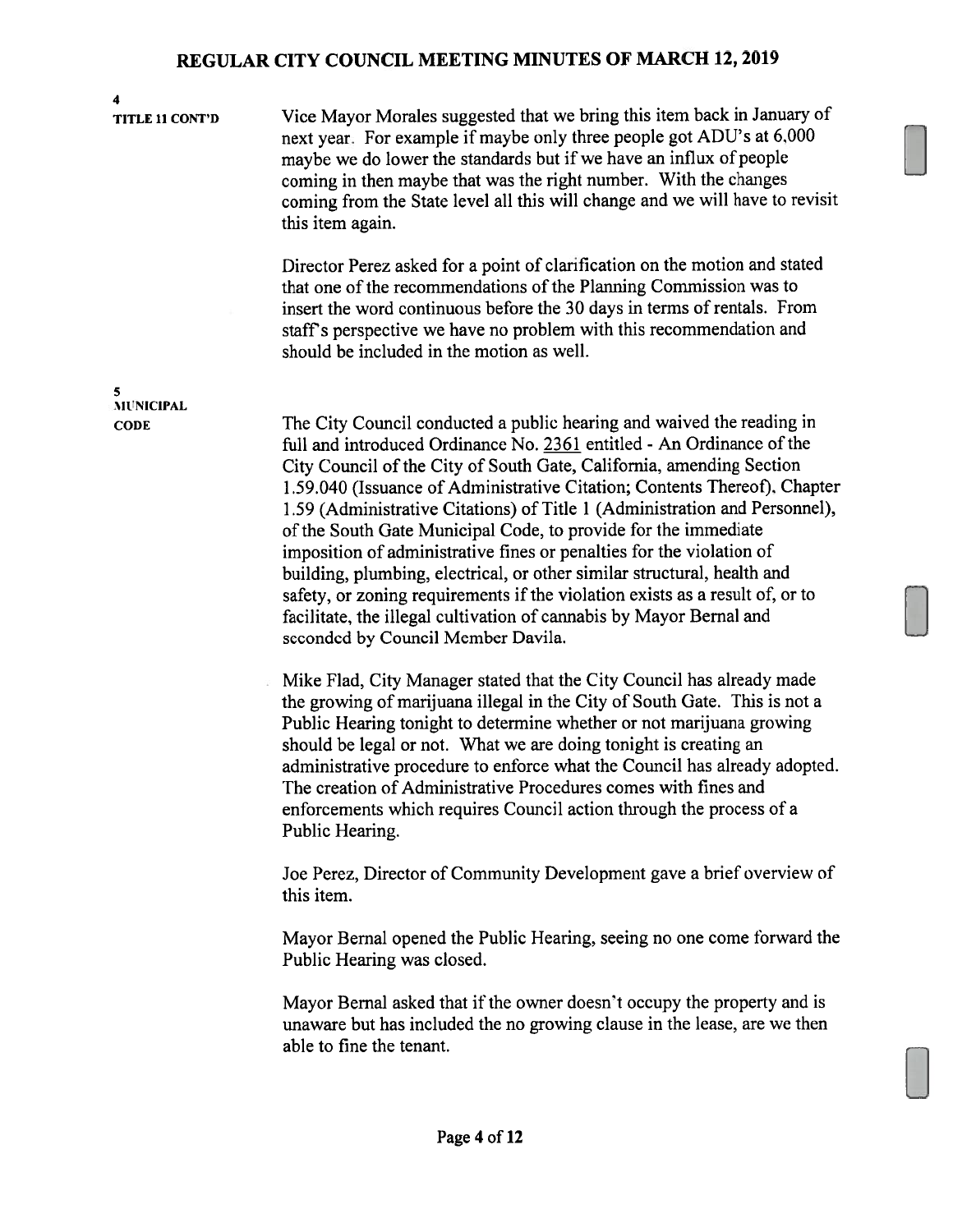**4**
**TITLE 11 CONT'D**

Vice Mayor Morales suggested that we bring this item back in January of next year. For example if maybe only three people got ADU's at 6,000 maybe we do lower the standards but if we have an influx of people coming in then maybe that was the right number. With the changes coming from the State level all this will change and we will have to revisit this item again.

Director Perez asked for a point of clarification on the motion and stated that one of the recommendations of the Planning Commission was to insert the word continuous before the 30 days in terms of rentals. From staff's perspective we have no problem with this recommendation and should be included in the motion as well.

**5**
**MUNICIPAL CODE**

The City Council conducted a public hearing and waived the reading in full and introduced Ordinance No. 2361 entitled - An Ordinance of the City Council of the City of South Gate, California, amending Section 1.59.040 (Issuance of Administrative Citation; Contents Thereof), Chapter 1.59 (Administrative Citations) of Title 1 (Administration and Personnel), of the South Gate Municipal Code, to provide for the immediate imposition of administrative fines or penalties for the violation of building, plumbing, electrical, or other similar structural, health and safety, or zoning requirements if the violation exists as a result of, or to facilitate, the illegal cultivation of cannabis by Mayor Bernal and seconded by Council Member Davila.

Mike Flad, City Manager stated that the City Council has already made the growing of marijuana illegal in the City of South Gate. This is not a Public Hearing tonight to determine whether or not marijuana growing should be legal or not. What we are doing tonight is creating an administrative procedure to enforce what the Council has already adopted. The creation of Administrative Procedures comes with fines and enforcements which requires Council action through the process of a Public Hearing.

Joe Perez, Director of Community Development gave a brief overview of this item.

Mayor Bernal opened the Public Hearing, seeing no one come forward the Public Hearing was closed.

Mayor Bernal asked that if the owner doesn't occupy the property and is unaware but has included the no growing clause in the lease, are we then able to fine the tenant.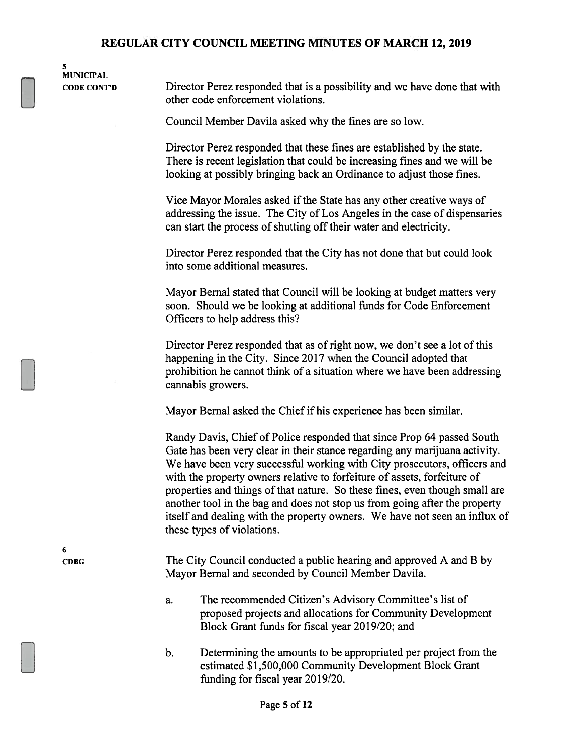**5**
**MUNICIPAL CODE CONT'D**

Director Perez responded that is a possibility and we have done that with other code enforcement violations.

Council Member Davila asked why the fines are so low.

Director Perez responded that these fines are established by the state. There is recent legislation that could be increasing fines and we will be looking at possibly bringing back an Ordinance to adjust those fines.

Vice Mayor Morales asked if the State has any other creative ways of addressing the issue. The City of Los Angeles in the case of dispensaries can start the process of shutting off their water and electricity.

Director Perez responded that the City has not done that but could look into some additional measures.

Mayor Bernal stated that Council will be looking at budget matters very soon. Should we be looking at additional funds for Code Enforcement Officers to help address this?

Director Perez responded that as of right now, we don't see a lot of this happening in the City. Since 2017 when the Council adopted that prohibition he cannot think of a situation where we have been addressing cannabis growers.

Mayor Bernal asked the Chief if his experience has been similar.

Randy Davis, Chief of Police responded that since Prop 64 passed South Gate has been very clear in their stance regarding any marijuana activity. We have been very successful working with City prosecutors, officers and with the property owners relative to forfeiture of assets, forfeiture of properties and things of that nature. So these fines, even though small are another tool in the bag and does not stop us from going after the property itself and dealing with the property owners. We have not seen an influx of these types of violations.

**6**
**CDBG**

The City Council conducted a public hearing and approved A and B by Mayor Bernal and seconded by Council Member Davila.

a. The recommended Citizen's Advisory Committee's list of proposed projects and allocations for Community Development Block Grant funds for fiscal year 2019/20; and

b. Determining the amounts to be appropriated per project from the estimated $1,500,000 Community Development Block Grant funding for fiscal year 2019/20.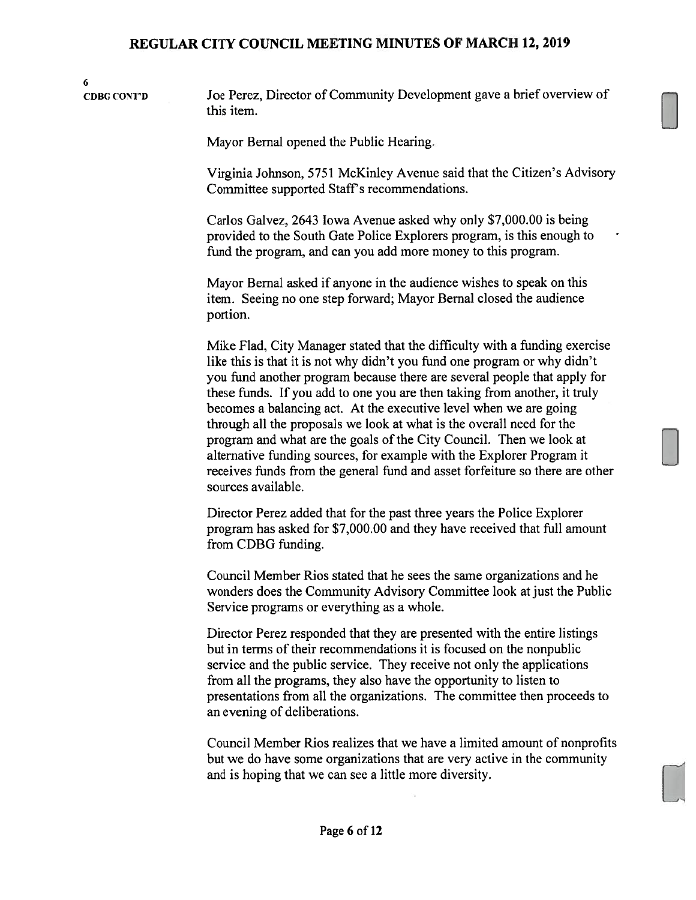6

**CDBG CONT'D**

Joe Perez, Director of Community Development gave a brief overview of this item.

Mayor Bernal opened the Public Hearing.

Virginia Johnson, 5751 McKinley Avenue said that the Citizen's Advisory Committee supported Staff's recommendations.

Carlos Galvez, 2643 Iowa Avenue asked why only $7,000.00 is being provided to the South Gate Police Explorers program, is this enough to fund the program, and can you add more money to this program.

Mayor Bernal asked if anyone in the audience wishes to speak on this item. Seeing no one step forward; Mayor Bernal closed the audience portion.

Mike Flad, City Manager stated that the difficulty with a funding exercise like this is that it is not why didn't you fund one program or why didn't you fund another program because there are several people that apply for these funds. If you add to one you are then taking from another, it truly becomes a balancing act. At the executive level when we are going through all the proposals we look at what is the overall need for the program and what are the goals of the City Council. Then we look at alternative funding sources, for example with the Explorer Program it receives funds from the general fund and asset forfeiture so there are other sources available.

Director Perez added that for the past three years the Police Explorer program has asked for $7,000.00 and they have received that full amount from CDBG funding.

Council Member Rios stated that he sees the same organizations and he wonders does the Community Advisory Committee look at just the Public Service programs or everything as a whole.

Director Perez responded that they are presented with the entire listings but in terms of their recommendations it is focused on the nonpublic service and the public service. They receive not only the applications from all the programs, they also have the opportunity to listen to presentations from all the organizations. The committee then proceeds to an evening of deliberations.

Council Member Rios realizes that we have a limited amount of nonprofits but we do have some organizations that are very active in the community and is hoping that we can see a little more diversity.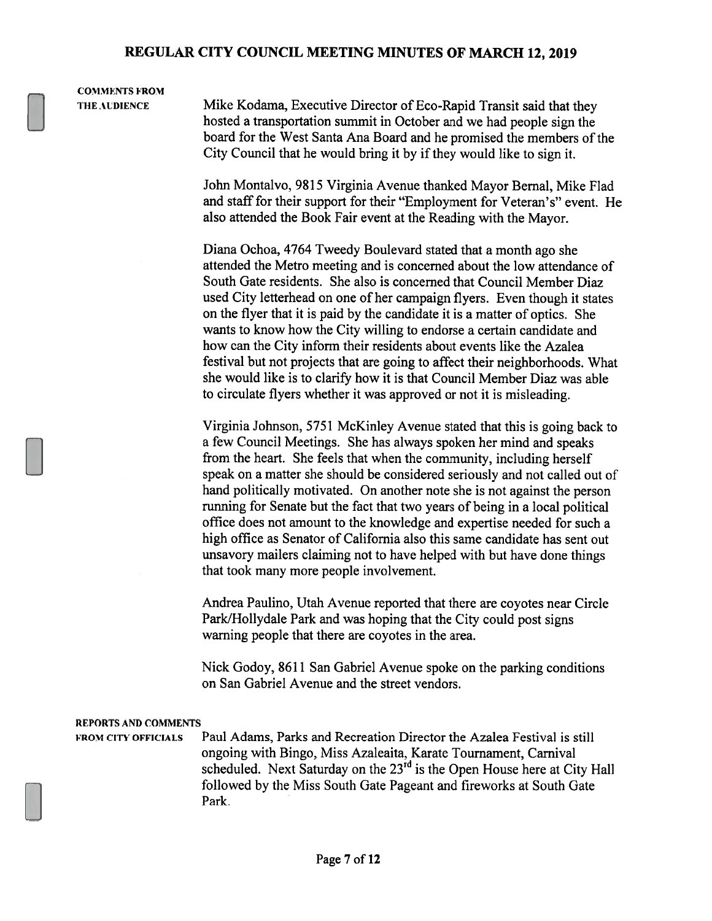**COMMENTS FROM THE AUDIENCE**

Mike Kodama, Executive Director of Eco-Rapid Transit said that they hosted a transportation summit in October and we had people sign the board for the West Santa Ana Board and he promised the members of the City Council that he would bring it by if they would like to sign it.

John Montalvo, 9815 Virginia Avenue thanked Mayor Bernal, Mike Flad and staff for their support for their "Employment for Veteran's" event. He also attended the Book Fair event at the Reading with the Mayor.

Diana Ochoa, 4764 Tweedy Boulevard stated that a month ago she attended the Metro meeting and is concerned about the low attendance of South Gate residents. She also is concerned that Council Member Diaz used City letterhead on one of her campaign flyers. Even though it states on the flyer that it is paid by the candidate it is a matter of optics. She wants to know how the City willing to endorse a certain candidate and how can the City inform their residents about events like the Azalea festival but not projects that are going to affect their neighborhoods. What she would like is to clarify how it is that Council Member Diaz was able to circulate flyers whether it was approved or not it is misleading.

Virginia Johnson, 5751 McKinley Avenue stated that this is going back to a few Council Meetings. She has always spoken her mind and speaks from the heart. She feels that when the community, including herself speak on a matter she should be considered seriously and not called out of hand politically motivated. On another note she is not against the person running for Senate but the fact that two years of being in a local political office does not amount to the knowledge and expertise needed for such a high office as Senator of California also this same candidate has sent out unsavory mailers claiming not to have helped with but have done things that took many more people involvement.

Andrea Paulino, Utah Avenue reported that there are coyotes near Circle Park/Hollydale Park and was hoping that the City could post signs warning people that there are coyotes in the area.

Nick Godoy, 8611 San Gabriel Avenue spoke on the parking conditions on San Gabriel Avenue and the street vendors.

**REPORTS AND COMMENTS FROM CITY OFFICIALS**

Paul Adams, Parks and Recreation Director the Azalea Festival is still ongoing with Bingo, Miss Azaleaita, Karate Tournament, Carnival scheduled. Next Saturday on the 23rd is the Open House here at City Hall followed by the Miss South Gate Pageant and fireworks at South Gate Park.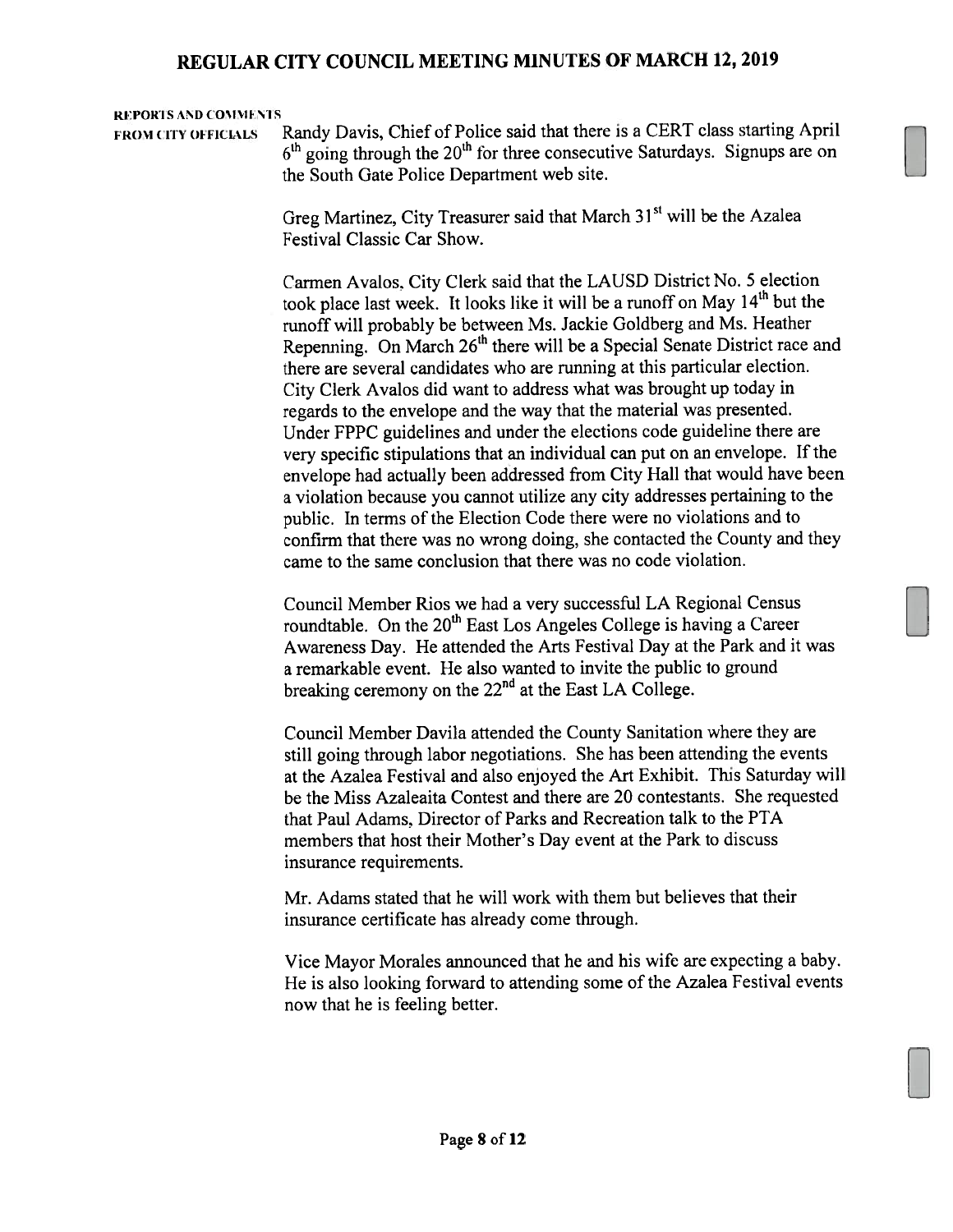**REPORTS AND COMMENTS FROM CITY OFFICIALS**

Randy Davis, Chief of Police said that there is a CERT class starting April 6th going through the 20th for three consecutive Saturdays. Signups are on the South Gate Police Department web site.

Greg Martinez, City Treasurer said that March 31st will be the Azalea Festival Classic Car Show.

Carmen Avalos, City Clerk said that the LAUSD District No. 5 election took place last week. It looks like it will be a runoff on May 14th but the runoff will probably be between Ms. Jackie Goldberg and Ms. Heather Repenning. On March 26th there will be a Special Senate District race and there are several candidates who are running at this particular election. City Clerk Avalos did want to address what was brought up today in regards to the envelope and the way that the material was presented. Under FPPC guidelines and under the elections code guideline there are very specific stipulations that an individual can put on an envelope. If the envelope had actually been addressed from City Hall that would have been a violation because you cannot utilize any city addresses pertaining to the public. In terms of the Election Code there were no violations and to confirm that there was no wrong doing, she contacted the County and they came to the same conclusion that there was no code violation.

Council Member Rios we had a very successful LA Regional Census roundtable. On the 20th East Los Angeles College is having a Career Awareness Day. He attended the Arts Festival Day at the Park and it was a remarkable event. He also wanted to invite the public to ground breaking ceremony on the 22nd at the East LA College.

Council Member Davila attended the County Sanitation where they are still going through labor negotiations. She has been attending the events at the Azalea Festival and also enjoyed the Art Exhibit. This Saturday will be the Miss Azaleaita Contest and there are 20 contestants. She requested that Paul Adams, Director of Parks and Recreation talk to the PTA members that host their Mother's Day event at the Park to discuss insurance requirements.

Mr. Adams stated that he will work with them but believes that their insurance certificate has already come through.

Vice Mayor Morales announced that he and his wife are expecting a baby. He is also looking forward to attending some of the Azalea Festival events now that he is feeling better.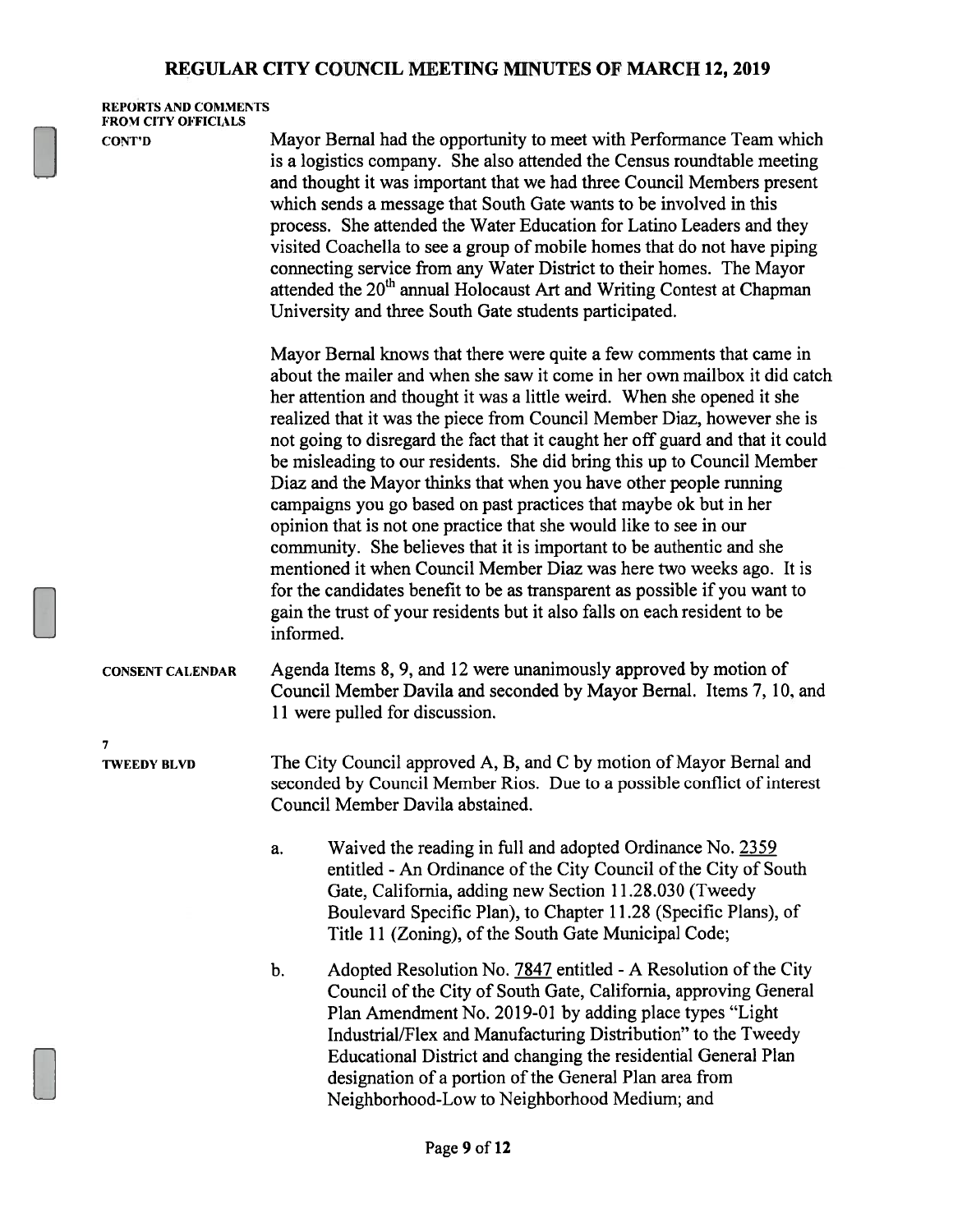**REPORTS AND COMMENTS FROM CITY OFFICIALS CONT'D**

Mayor Bernal had the opportunity to meet with Performance Team which is a logistics company. She also attended the Census roundtable meeting and thought it was important that we had three Council Members present which sends a message that South Gate wants to be involved in this process. She attended the Water Education for Latino Leaders and they visited Coachella to see a group of mobile homes that do not have piping connecting service from any Water District to their homes. The Mayor attended the 20th annual Holocaust Art and Writing Contest at Chapman University and three South Gate students participated.

Mayor Bernal knows that there were quite a few comments that came in about the mailer and when she saw it come in her own mailbox it did catch her attention and thought it was a little weird. When she opened it she realized that it was the piece from Council Member Diaz, however she is not going to disregard the fact that it caught her off guard and that it could be misleading to our residents. She did bring this up to Council Member Diaz and the Mayor thinks that when you have other people running campaigns you go based on past practices that maybe ok but in her opinion that is not one practice that she would like to see in our community. She believes that it is important to be authentic and she mentioned it when Council Member Diaz was here two weeks ago. It is for the candidates benefit to be as transparent as possible if you want to gain the trust of your residents but it also falls on each resident to be informed.

**CONSENT CALENDAR**

Agenda Items 8, 9, and 12 were unanimously approved by motion of Council Member Davila and seconded by Mayor Bernal. Items 7, 10, and 11 were pulled for discussion.

**7**
**TWEEDY BLVD**

The City Council approved A, B, and C by motion of Mayor Bernal and seconded by Council Member Rios. Due to a possible conflict of interest Council Member Davila abstained.

a. Waived the reading in full and adopted Ordinance No. 2359 entitled - An Ordinance of the City Council of the City of South Gate, California, adding new Section 11.28.030 (Tweedy Boulevard Specific Plan), to Chapter 11.28 (Specific Plans), of Title 11 (Zoning), of the South Gate Municipal Code;

b. Adopted Resolution No. 7847 entitled - A Resolution of the City Council of the City of South Gate, California, approving General Plan Amendment No. 2019-01 by adding place types "Light Industrial/Flex and Manufacturing Distribution" to the Tweedy Educational District and changing the residential General Plan designation of a portion of the General Plan area from Neighborhood-Low to Neighborhood Medium; and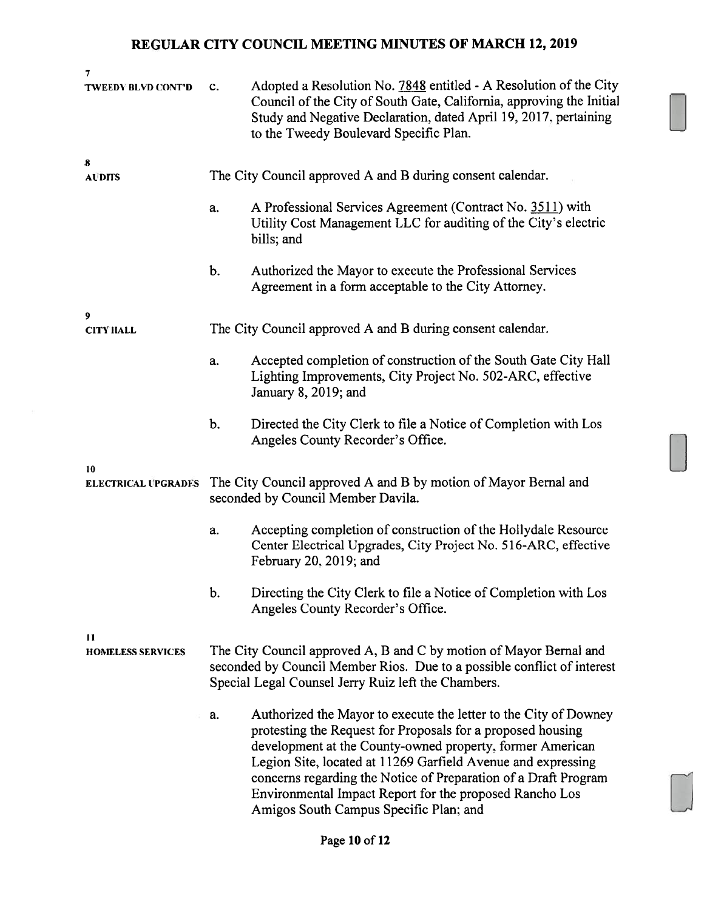**7**
**TWEEDY BLVD CONT'D**

c. Adopted a Resolution No. 7848 entitled - A Resolution of the City Council of the City of South Gate, California, approving the Initial Study and Negative Declaration, dated April 19, 2017, pertaining to the Tweedy Boulevard Specific Plan.

**8**
**AUDITS**

The City Council approved A and B during consent calendar.

a. A Professional Services Agreement (Contract No. 3511) with Utility Cost Management LLC for auditing of the City's electric bills; and

b. Authorized the Mayor to execute the Professional Services Agreement in a form acceptable to the City Attorney.

**9**
**CITY HALL**

The City Council approved A and B during consent calendar.

a. Accepted completion of construction of the South Gate City Hall Lighting Improvements, City Project No. 502-ARC, effective January 8, 2019; and

b. Directed the City Clerk to file a Notice of Completion with Los Angeles County Recorder's Office.

**10**
**ELECTRICAL UPGRADES**

The City Council approved A and B by motion of Mayor Bernal and seconded by Council Member Davila.

a. Accepting completion of construction of the Hollydale Resource Center Electrical Upgrades, City Project No. 516-ARC, effective February 20, 2019; and

b. Directing the City Clerk to file a Notice of Completion with Los Angeles County Recorder's Office.

**11**
**HOMELESS SERVICES**

The City Council approved A, B and C by motion of Mayor Bernal and seconded by Council Member Rios. Due to a possible conflict of interest Special Legal Counsel Jerry Ruiz left the Chambers.

a. Authorized the Mayor to execute the letter to the City of Downey protesting the Request for Proposals for a proposed housing development at the County-owned property, former American Legion Site, located at 11269 Garfield Avenue and expressing concerns regarding the Notice of Preparation of a Draft Program Environmental Impact Report for the proposed Rancho Los Amigos South Campus Specific Plan; and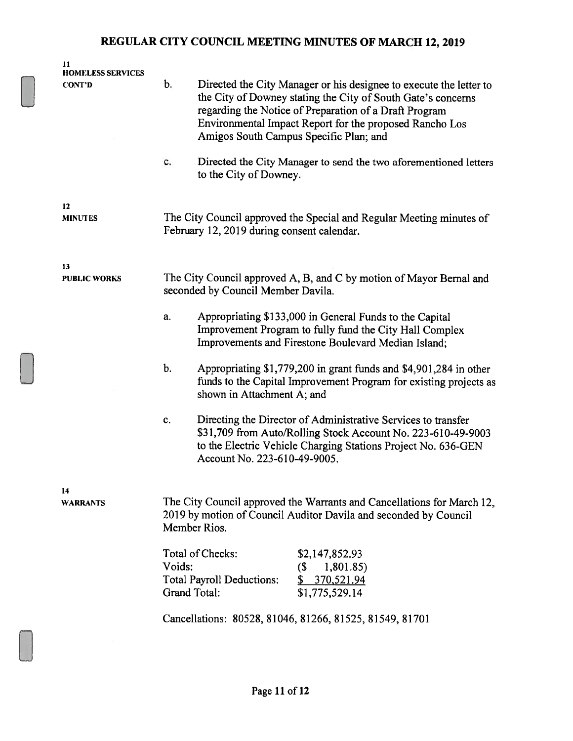**11**
**HOMELESS SERVICES CONT'D**

b. Directed the City Manager or his designee to execute the letter to the City of Downey stating the City of South Gate's concerns regarding the Notice of Preparation of a Draft Program Environmental Impact Report for the proposed Rancho Los Amigos South Campus Specific Plan; and

c. Directed the City Manager to send the two aforementioned letters to the City of Downey.

**12**
**MINUTES**

The City Council approved the Special and Regular Meeting minutes of February 12, 2019 during consent calendar.

**13**
**PUBLIC WORKS**

The City Council approved A, B, and C by motion of Mayor Bernal and seconded by Council Member Davila.

a. Appropriating $133,000 in General Funds to the Capital Improvement Program to fully fund the City Hall Complex Improvements and Firestone Boulevard Median Island;

b. Appropriating $1,779,200 in grant funds and $4,901,284 in other funds to the Capital Improvement Program for existing projects as shown in Attachment A; and

c. Directing the Director of Administrative Services to transfer $31,709 from Auto/Rolling Stock Account No. 223-610-49-9003 to the Electric Vehicle Charging Stations Project No. 636-GEN Account No. 223-610-49-9005.

**14**
**WARRANTS**

The City Council approved the Warrants and Cancellations for March 12, 2019 by motion of Council Auditor Davila and seconded by Council Member Rios.

| | |
|---|---|
| Total of Checks: | $2,147,852.93 |
| Voids: | ($ 1,801.85) |
| Total Payroll Deductions: | $ 370,521.94 |
| Grand Total: | $1,775,529.14 |

Cancellations: 80528, 81046, 81266, 81525, 81549, 81701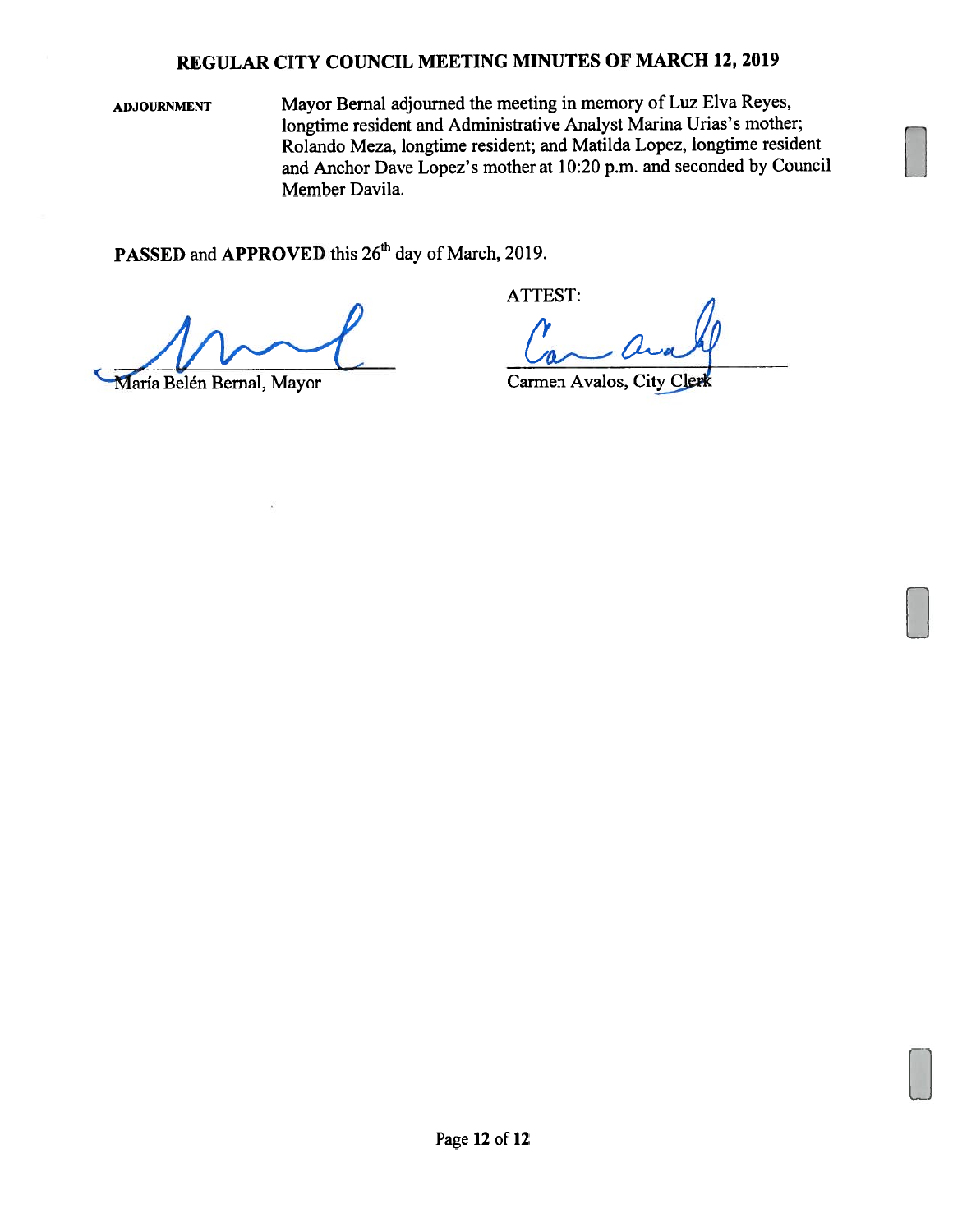## REGULAR CITY COUNCIL MEETING MINUTES OF MARCH 12, 2019

**ADJOURNMENT**

Mayor Bernal adjourned the meeting in memory of Luz Elva Reyes, longtime resident and Administrative Analyst Marina Urias's mother; Rolando Meza, longtime resident; and Matilda Lopez, longtime resident and Anchor Dave Lopez's mother at 10:20 p.m. and seconded by Council Member Davila.

**PASSED** and **APPROVED** this 26th day of March, 2019.

María Belén Bernal, Mayor

ATTEST:

Carmen Avalos, City Clerk